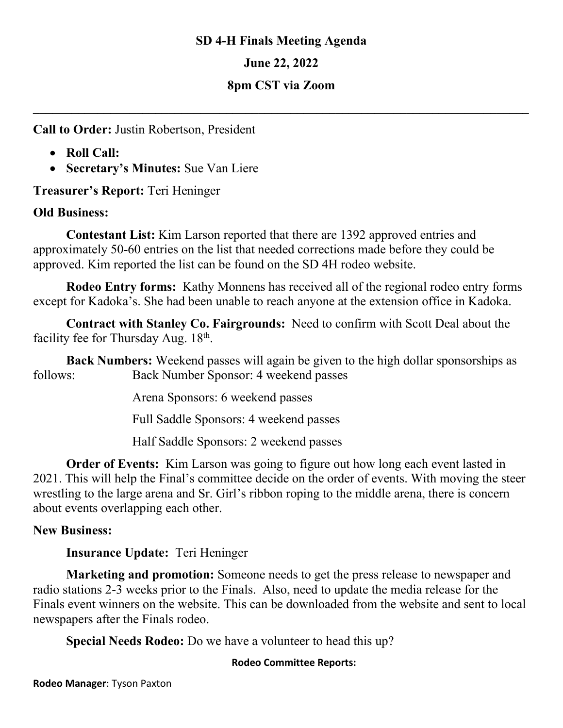# SD 4-H Finals Meeting Agenda

## June 22, 2022

## 8pm CST via Zoom

---

**Call to Order:** Justin Robertson, President

- **Roll Call:**
- **Secretary's Minutes:** Sue Van Liere

**Treasurer's Report:** Teri Heninger

**Old Business:**

**Contestant List:** Kim Larson reported that there are 1392 approved entries and approximately 50-60 entries on the list that needed corrections made before they could be approved. Kim reported the list can be found on the SD 4H rodeo website.

**Rodeo Entry forms:** Kathy Monnens has received all of the regional rodeo entry forms except for Kadoka's. She had been unable to reach anyone at the extension office in Kadoka.

**Contract with Stanley Co. Fairgrounds:** Need to confirm with Scott Deal about the facility fee for Thursday Aug. 18th.

**Back Numbers:** Weekend passes will again be given to the high dollar sponsorships as follows:

- Back Number Sponsor: 4 weekend passes
- Arena Sponsors: 6 weekend passes
- Full Saddle Sponsors: 4 weekend passes
- Half Saddle Sponsors: 2 weekend passes

**Order of Events:** Kim Larson was going to figure out how long each event lasted in 2021. This will help the Final's committee decide on the order of events. With moving the steer wrestling to the large arena and Sr. Girl's ribbon roping to the middle arena, there is concern about events overlapping each other.

**New Business:**

**Insurance Update:** Teri Heninger

**Marketing and promotion:** Someone needs to get the press release to newspaper and radio stations 2-3 weeks prior to the Finals. Also, need to update the media release for the Finals event winners on the website. This can be downloaded from the website and sent to local newspapers after the Finals rodeo.

**Special Needs Rodeo:** Do we have a volunteer to head this up?

**Rodeo Committee Reports:**

**Rodeo Manager**: Tyson Paxton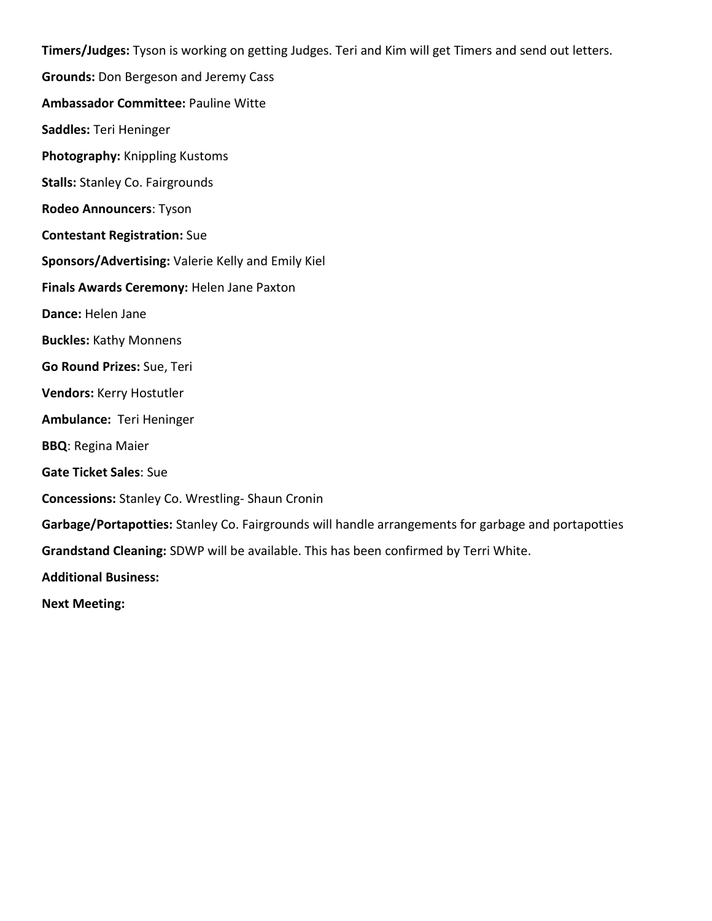**Timers/Judges:** Tyson is working on getting Judges. Teri and Kim will get Timers and send out letters.

**Grounds:** Don Bergeson and Jeremy Cass

**Ambassador Committee:** Pauline Witte

**Saddles:** Teri Heninger

**Photography:** Knippling Kustoms

**Stalls:** Stanley Co. Fairgrounds

**Rodeo Announcers**: Tyson

**Contestant Registration:** Sue

**Sponsors/Advertising:** Valerie Kelly and Emily Kiel

**Finals Awards Ceremony:** Helen Jane Paxton

**Dance:** Helen Jane

**Buckles:** Kathy Monnens

**Go Round Prizes:** Sue, Teri

**Vendors:** Kerry Hostutler

**Ambulance:** Teri Heninger

**BBQ**: Regina Maier

**Gate Ticket Sales**: Sue

**Concessions:** Stanley Co. Wrestling- Shaun Cronin

**Garbage/Portapotties:** Stanley Co. Fairgrounds will handle arrangements for garbage and portapotties

**Grandstand Cleaning:** SDWP will be available. This has been confirmed by Terri White.

**Additional Business:**

**Next Meeting:**